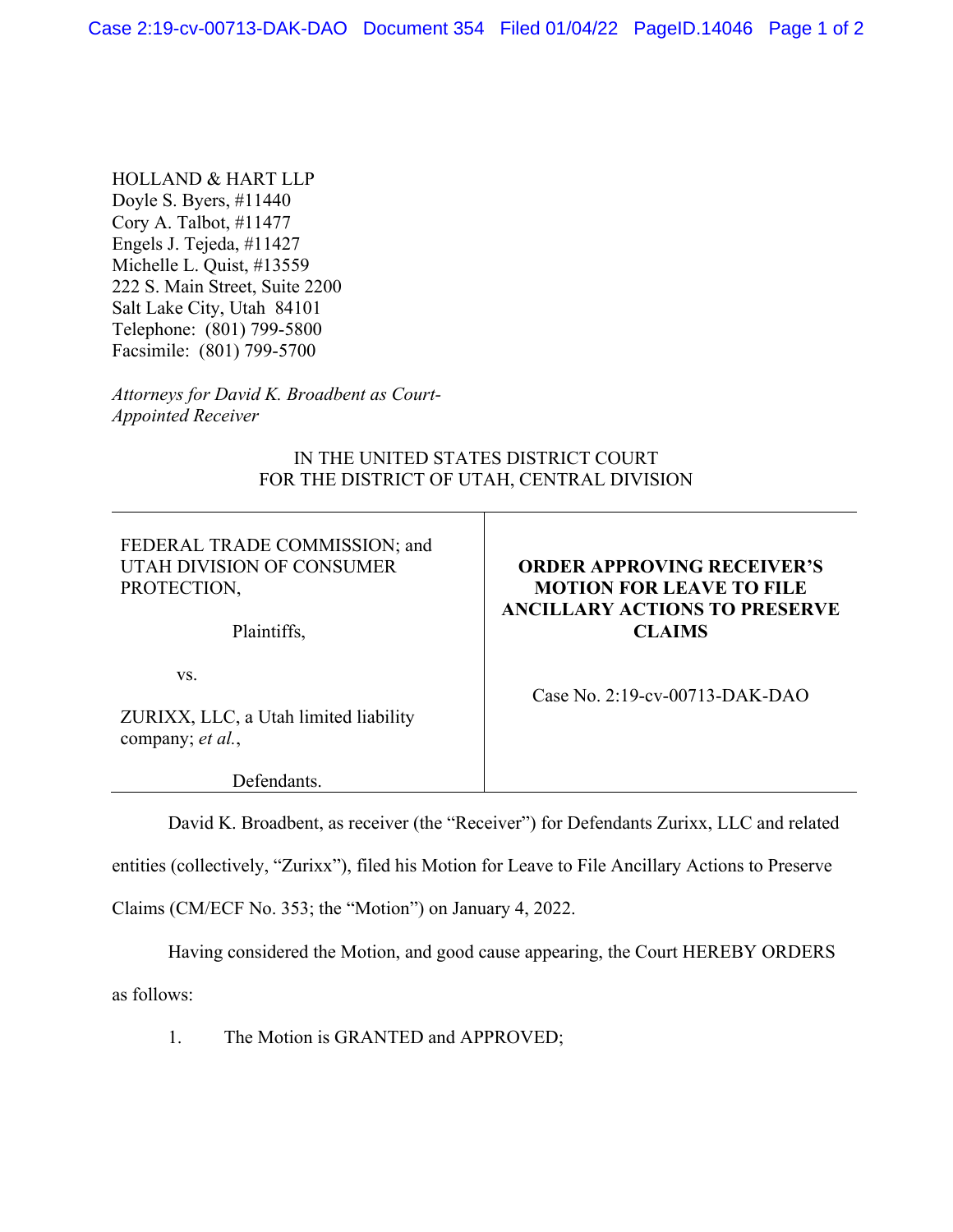HOLLAND & HART LLP
Doyle S. Byers, #11440
Cory A. Talbot, #11477
Engels J. Tejeda, #11427
Michelle L. Quist, #13559
222 S. Main Street, Suite 2200
Salt Lake City, Utah 84101
Telephone: (801) 799-5800
Facsimile: (801) 799-5700

*Attorneys for David K. Broadbent as Court-Appointed Receiver*

IN THE UNITED STATES DISTRICT COURT
FOR THE DISTRICT OF UTAH, CENTRAL DIVISION

| | |
|---|---|
| FEDERAL TRADE COMMISSION; and UTAH DIVISION OF CONSUMER PROTECTION,<br><br>Plaintiffs,<br><br>vs.<br><br>ZURIXX, LLC, a Utah limited liability company; *et al.*,<br><br>Defendants. | **ORDER APPROVING RECEIVER'S MOTION FOR LEAVE TO FILE ANCILLARY ACTIONS TO PRESERVE CLAIMS**<br><br>Case No. 2:19-cv-00713-DAK-DAO |

David K. Broadbent, as receiver (the "Receiver") for Defendants Zurixx, LLC and related entities (collectively, "Zurixx"), filed his Motion for Leave to File Ancillary Actions to Preserve Claims (CM/ECF No. 353; the "Motion") on January 4, 2022.

Having considered the Motion, and good cause appearing, the Court HEREBY ORDERS as follows:

1. The Motion is GRANTED and APPROVED;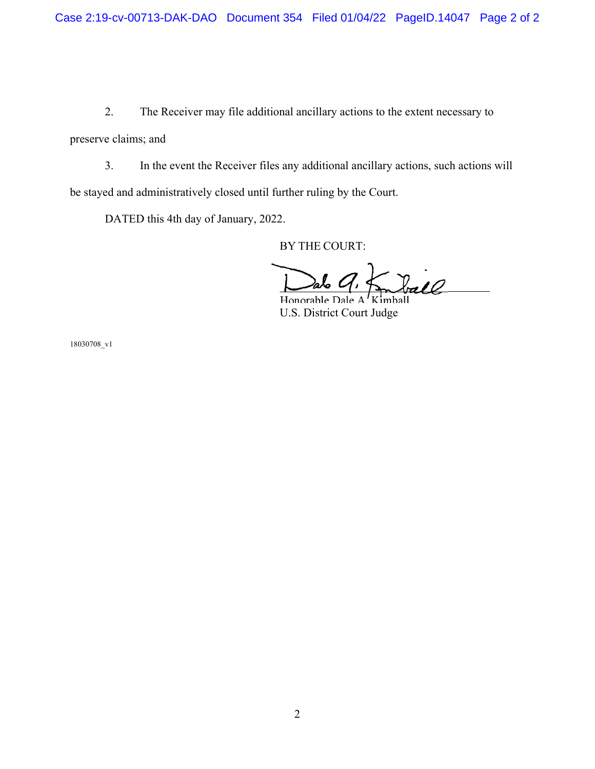2. The Receiver may file additional ancillary actions to the extent necessary to preserve claims; and

3. In the event the Receiver files any additional ancillary actions, such actions will be stayed and administratively closed until further ruling by the Court.

DATED this 4th day of January, 2022.

BY THE COURT:

Honorable Dale A. Kimball
U.S. District Court Judge

18030708_v1